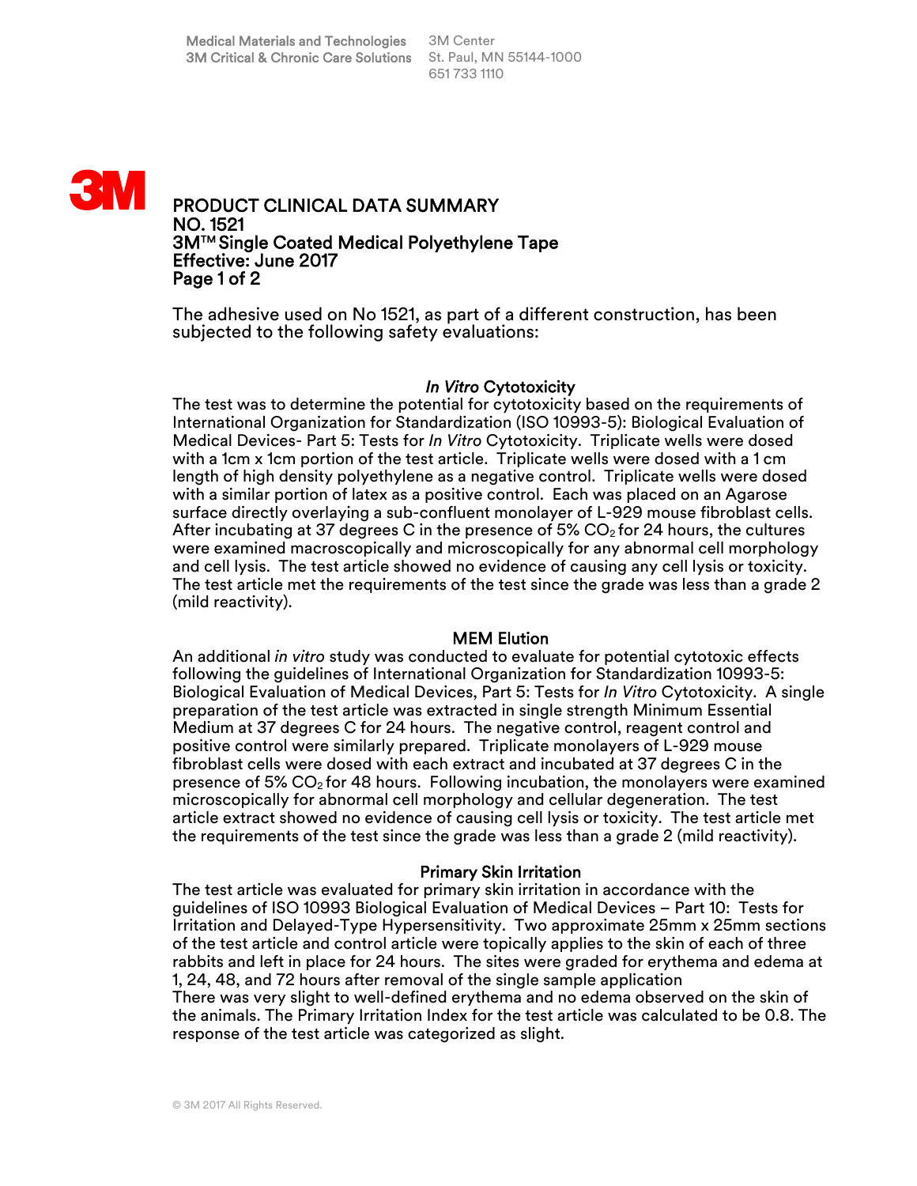Medical Materials and Technologies
3M Critical & Chronic Care Solutions

3M Center
St. Paul, MN 55144-1000
651 733 1110

3M

# PRODUCT CLINICAL DATA SUMMARY
# NO. 1521
# 3M™ Single Coated Medical Polyethylene Tape
# Effective: June 2017

The adhesive used on No 1521, as part of a different construction, has been subjected to the following safety evaluations:

## *In Vitro* Cytotoxicity

The test was to determine the potential for cytotoxicity based on the requirements of International Organization for Standardization (ISO 10993-5): Biological Evaluation of Medical Devices- Part 5: Tests for *In Vitro* Cytotoxicity. Triplicate wells were dosed with a 1cm x 1cm portion of the test article. Triplicate wells were dosed with a 1 cm length of high density polyethylene as a negative control. Triplicate wells were dosed with a similar portion of latex as a positive control. Each was placed on an Agarose surface directly overlaying a sub-confluent monolayer of L-929 mouse fibroblast cells. After incubating at 37 degrees C in the presence of 5% $CO_2$ for 24 hours, the cultures were examined macroscopically and microscopically for any abnormal cell morphology and cell lysis. The test article showed no evidence of causing any cell lysis or toxicity. The test article met the requirements of the test since the grade was less than a grade 2 (mild reactivity).

## MEM Elution

An additional *in vitro* study was conducted to evaluate for potential cytotoxic effects following the guidelines of International Organization for Standardization 10993-5: Biological Evaluation of Medical Devices, Part 5: Tests for *In Vitro* Cytotoxicity. A single preparation of the test article was extracted in single strength Minimum Essential Medium at 37 degrees C for 24 hours. The negative control, reagent control and positive control were similarly prepared. Triplicate monolayers of L-929 mouse fibroblast cells were dosed with each extract and incubated at 37 degrees C in the presence of 5% $CO_2$ for 48 hours. Following incubation, the monolayers were examined microscopically for abnormal cell morphology and cellular degeneration. The test article extract showed no evidence of causing cell lysis or toxicity. The test article met the requirements of the test since the grade was less than a grade 2 (mild reactivity).

## Primary Skin Irritation

The test article was evaluated for primary skin irritation in accordance with the guidelines of ISO 10993 Biological Evaluation of Medical Devices – Part 10: Tests for Irritation and Delayed-Type Hypersensitivity. Two approximate 25mm x 25mm sections of the test article and control article were topically applies to the skin of each of three rabbits and left in place for 24 hours. The sites were graded for erythema and edema at 1, 24, 48, and 72 hours after removal of the single sample application
There was very slight to well-defined erythema and no edema observed on the skin of the animals. The Primary Irritation Index for the test article was calculated to be 0.8. The response of the test article was categorized as slight.

© 3M 2017 All Rights Reserved.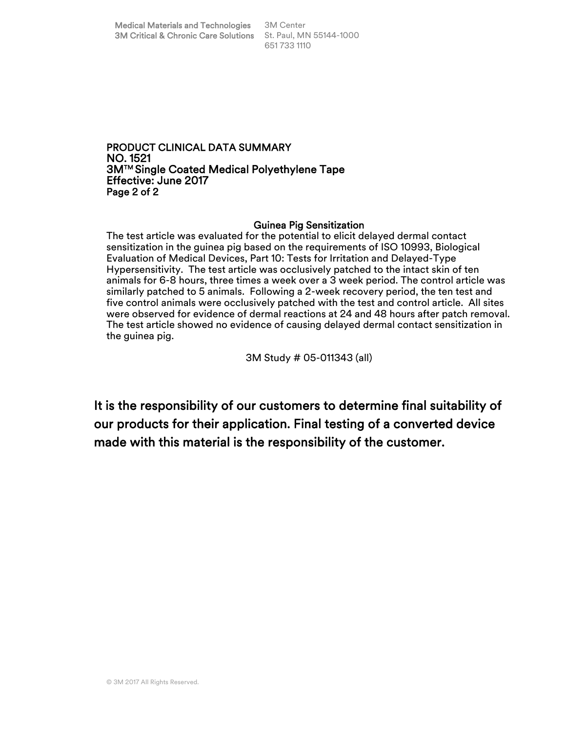PRODUCT CLINICAL DATA SUMMARY
NO. 1521
3M™ Single Coated Medical Polyethylene Tape
Effective: June 2017

## Guinea Pig Sensitization

The test article was evaluated for the potential to elicit delayed dermal contact sensitization in the guinea pig based on the requirements of ISO 10993, Biological Evaluation of Medical Devices, Part 10: Tests for Irritation and Delayed-Type Hypersensitivity. The test article was occlusively patched to the intact skin of ten animals for 6-8 hours, three times a week over a 3 week period. The control article was similarly patched to 5 animals. Following a 2-week recovery period, the ten test and five control animals were occlusively patched with the test and control article. All sites were observed for evidence of dermal reactions at 24 and 48 hours after patch removal. The test article showed no evidence of causing delayed dermal contact sensitization in the guinea pig.

3M Study # 05-011343 (all)

**It is the responsibility of our customers to determine final suitability of our products for their application. Final testing of a converted device made with this material is the responsibility of the customer.**